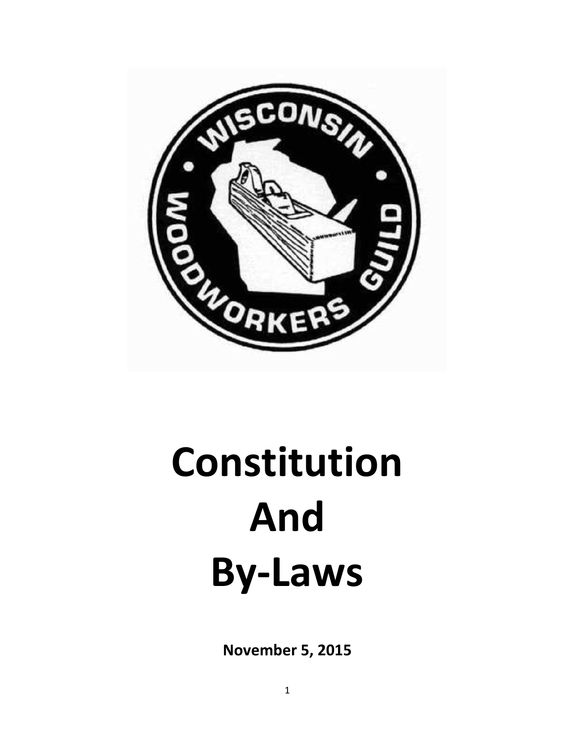# Constitution And By-Laws

**November 5, 2015**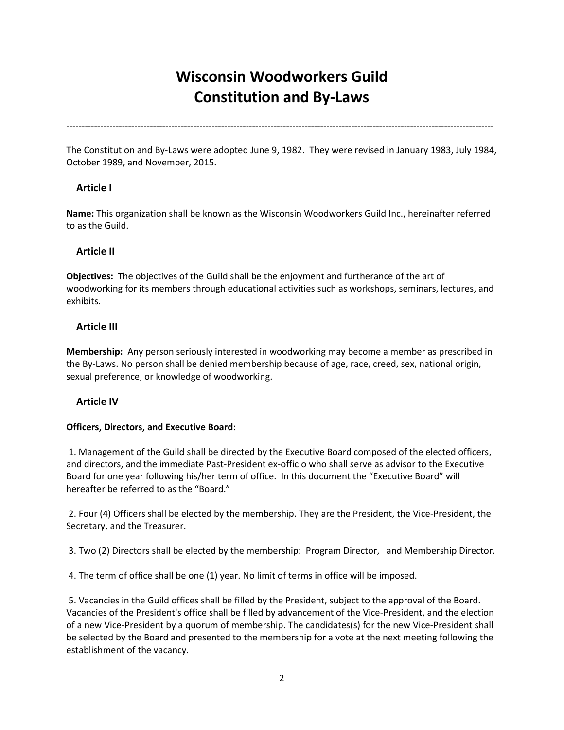# Wisconsin Woodworkers Guild
# Constitution and By-Laws

---

The Constitution and By-Laws were adopted June 9, 1982. They were revised in January 1983, July 1984, October 1989, and November, 2015.

## Article I

**Name:** This organization shall be known as the Wisconsin Woodworkers Guild Inc., hereinafter referred to as the Guild.

## Article II

**Objectives:** The objectives of the Guild shall be the enjoyment and furtherance of the art of woodworking for its members through educational activities such as workshops, seminars, lectures, and exhibits.

## Article III

**Membership:** Any person seriously interested in woodworking may become a member as prescribed in the By-Laws. No person shall be denied membership because of age, race, creed, sex, national origin, sexual preference, or knowledge of woodworking.

## Article IV

**Officers, Directors, and Executive Board**:

1. Management of the Guild shall be directed by the Executive Board composed of the elected officers, and directors, and the immediate Past-President ex-officio who shall serve as advisor to the Executive Board for one year following his/her term of office. In this document the "Executive Board" will hereafter be referred to as the "Board."

2. Four (4) Officers shall be elected by the membership. They are the President, the Vice-President, the Secretary, and the Treasurer.

3. Two (2) Directors shall be elected by the membership: Program Director, and Membership Director.

4. The term of office shall be one (1) year. No limit of terms in office will be imposed.

5. Vacancies in the Guild offices shall be filled by the President, subject to the approval of the Board. Vacancies of the President's office shall be filled by advancement of the Vice-President, and the election of a new Vice-President by a quorum of membership. The candidates(s) for the new Vice-President shall be selected by the Board and presented to the membership for a vote at the next meeting following the establishment of the vacancy.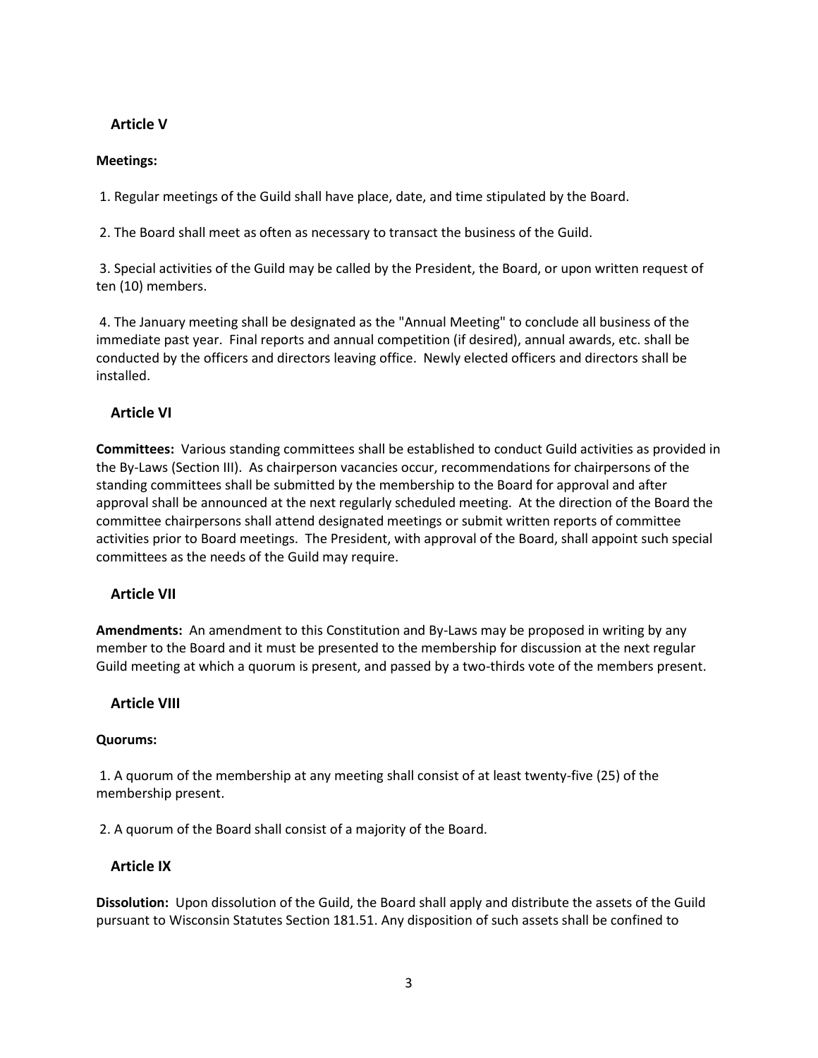## Article V

**Meetings:**

1. Regular meetings of the Guild shall have place, date, and time stipulated by the Board.

2. The Board shall meet as often as necessary to transact the business of the Guild.

3. Special activities of the Guild may be called by the President, the Board, or upon written request of ten (10) members.

4. The January meeting shall be designated as the "Annual Meeting" to conclude all business of the immediate past year. Final reports and annual competition (if desired), annual awards, etc. shall be conducted by the officers and directors leaving office. Newly elected officers and directors shall be installed.

## Article VI

**Committees:** Various standing committees shall be established to conduct Guild activities as provided in the By-Laws (Section III). As chairperson vacancies occur, recommendations for chairpersons of the standing committees shall be submitted by the membership to the Board for approval and after approval shall be announced at the next regularly scheduled meeting. At the direction of the Board the committee chairpersons shall attend designated meetings or submit written reports of committee activities prior to Board meetings. The President, with approval of the Board, shall appoint such special committees as the needs of the Guild may require.

## Article VII

**Amendments:** An amendment to this Constitution and By-Laws may be proposed in writing by any member to the Board and it must be presented to the membership for discussion at the next regular Guild meeting at which a quorum is present, and passed by a two-thirds vote of the members present.

## Article VIII

**Quorums:**

1. A quorum of the membership at any meeting shall consist of at least twenty-five (25) of the membership present.

2. A quorum of the Board shall consist of a majority of the Board.

## Article IX

**Dissolution:** Upon dissolution of the Guild, the Board shall apply and distribute the assets of the Guild pursuant to Wisconsin Statutes Section 181.51. Any disposition of such assets shall be confined to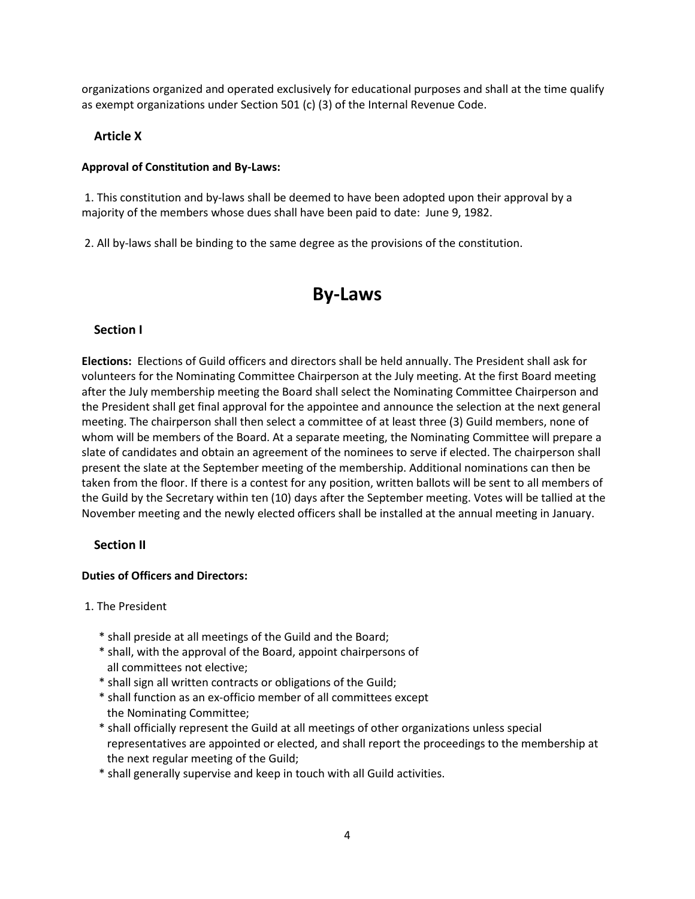organizations organized and operated exclusively for educational purposes and shall at the time qualify as exempt organizations under Section 501 (c) (3) of the Internal Revenue Code.

### Article X

**Approval of Constitution and By-Laws:**

1. This constitution and by-laws shall be deemed to have been adopted upon their approval by a majority of the members whose dues shall have been paid to date: June 9, 1982.

2. All by-laws shall be binding to the same degree as the provisions of the constitution.

# By-Laws

### Section I

**Elections:** Elections of Guild officers and directors shall be held annually. The President shall ask for volunteers for the Nominating Committee Chairperson at the July meeting. At the first Board meeting after the July membership meeting the Board shall select the Nominating Committee Chairperson and the President shall get final approval for the appointee and announce the selection at the next general meeting. The chairperson shall then select a committee of at least three (3) Guild members, none of whom will be members of the Board. At a separate meeting, the Nominating Committee will prepare a slate of candidates and obtain an agreement of the nominees to serve if elected. The chairperson shall present the slate at the September meeting of the membership. Additional nominations can then be taken from the floor. If there is a contest for any position, written ballots will be sent to all members of the Guild by the Secretary within ten (10) days after the September meeting. Votes will be tallied at the November meeting and the newly elected officers shall be installed at the annual meeting in January.

### Section II

**Duties of Officers and Directors:**

1. The President

   * shall preside at all meetings of the Guild and the Board;
   * shall, with the approval of the Board, appoint chairpersons of all committees not elective;
   * shall sign all written contracts or obligations of the Guild;
   * shall function as an ex-officio member of all committees except the Nominating Committee;
   * shall officially represent the Guild at all meetings of other organizations unless special representatives are appointed or elected, and shall report the proceedings to the membership at the next regular meeting of the Guild;
   * shall generally supervise and keep in touch with all Guild activities.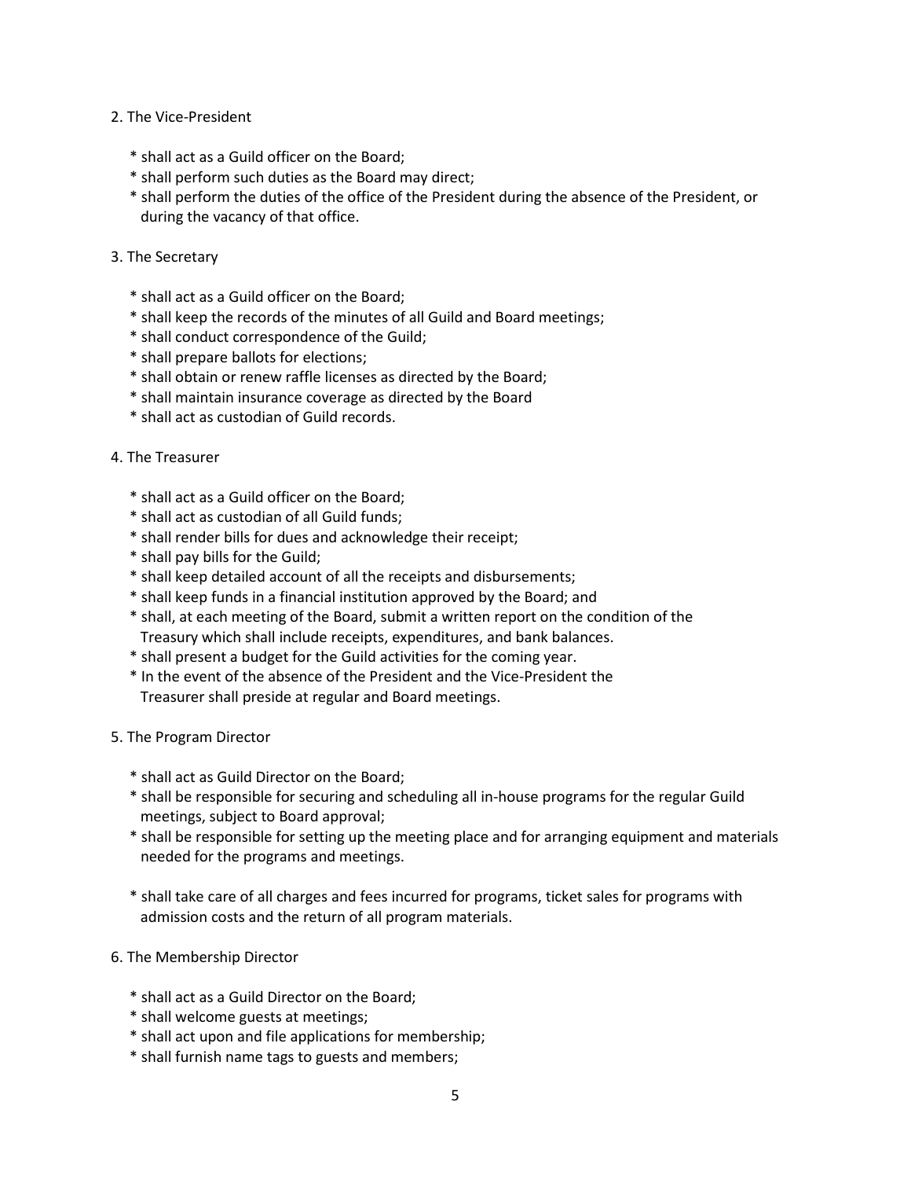2. The Vice-President

   * shall act as a Guild officer on the Board;
   * shall perform such duties as the Board may direct;
   * shall perform the duties of the office of the President during the absence of the President, or during the vacancy of that office.

3. The Secretary

   * shall act as a Guild officer on the Board;
   * shall keep the records of the minutes of all Guild and Board meetings;
   * shall conduct correspondence of the Guild;
   * shall prepare ballots for elections;
   * shall obtain or renew raffle licenses as directed by the Board;
   * shall maintain insurance coverage as directed by the Board
   * shall act as custodian of Guild records.

4. The Treasurer

   * shall act as a Guild officer on the Board;
   * shall act as custodian of all Guild funds;
   * shall render bills for dues and acknowledge their receipt;
   * shall pay bills for the Guild;
   * shall keep detailed account of all the receipts and disbursements;
   * shall keep funds in a financial institution approved by the Board; and
   * shall, at each meeting of the Board, submit a written report on the condition of the Treasury which shall include receipts, expenditures, and bank balances.
   * shall present a budget for the Guild activities for the coming year.
   * In the event of the absence of the President and the Vice-President the Treasurer shall preside at regular and Board meetings.

5. The Program Director

   * shall act as Guild Director on the Board;
   * shall be responsible for securing and scheduling all in-house programs for the regular Guild meetings, subject to Board approval;
   * shall be responsible for setting up the meeting place and for arranging equipment and materials needed for the programs and meetings.

   * shall take care of all charges and fees incurred for programs, ticket sales for programs with admission costs and the return of all program materials.

6. The Membership Director

   * shall act as a Guild Director on the Board;
   * shall welcome guests at meetings;
   * shall act upon and file applications for membership;
   * shall furnish name tags to guests and members;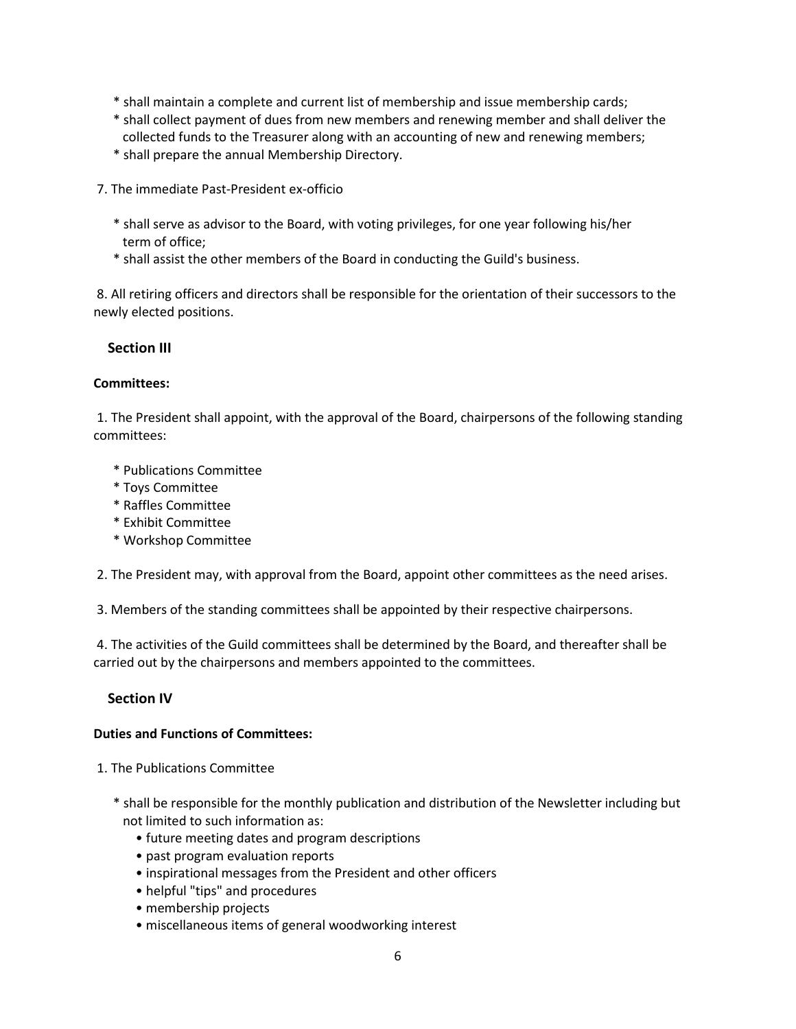* shall maintain a complete and current list of membership and issue membership cards;
* shall collect payment of dues from new members and renewing member and shall deliver the collected funds to the Treasurer along with an accounting of new and renewing members;
* shall prepare the annual Membership Directory.

7. The immediate Past-President ex-officio

* shall serve as advisor to the Board, with voting privileges, for one year following his/her term of office;
* shall assist the other members of the Board in conducting the Guild's business.

8. All retiring officers and directors shall be responsible for the orientation of their successors to the newly elected positions.

## Section III

**Committees:**

1. The President shall appoint, with the approval of the Board, chairpersons of the following standing committees:

* Publications Committee
* Toys Committee
* Raffles Committee
* Exhibit Committee
* Workshop Committee

2. The President may, with approval from the Board, appoint other committees as the need arises.

3. Members of the standing committees shall be appointed by their respective chairpersons.

4. The activities of the Guild committees shall be determined by the Board, and thereafter shall be carried out by the chairpersons and members appointed to the committees.

## Section IV

**Duties and Functions of Committees:**

1. The Publications Committee

* shall be responsible for the monthly publication and distribution of the Newsletter including but not limited to such information as:
  • future meeting dates and program descriptions
  • past program evaluation reports
  • inspirational messages from the President and other officers
  • helpful "tips" and procedures
  • membership projects
  • miscellaneous items of general woodworking interest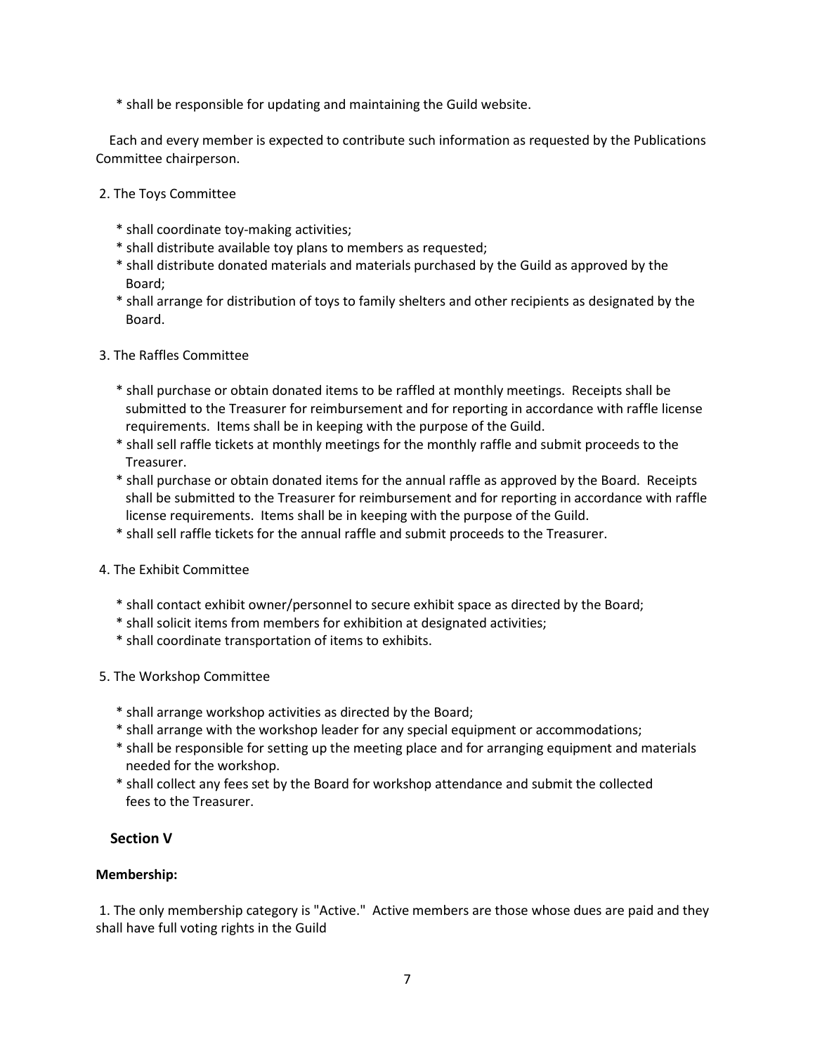* shall be responsible for updating and maintaining the Guild website.

Each and every member is expected to contribute such information as requested by the Publications Committee chairperson.

2. The Toys Committee

* shall coordinate toy-making activities;
* shall distribute available toy plans to members as requested;
* shall distribute donated materials and materials purchased by the Guild as approved by the Board;
* shall arrange for distribution of toys to family shelters and other recipients as designated by the Board.

3. The Raffles Committee

* shall purchase or obtain donated items to be raffled at monthly meetings. Receipts shall be submitted to the Treasurer for reimbursement and for reporting in accordance with raffle license requirements. Items shall be in keeping with the purpose of the Guild.
* shall sell raffle tickets at monthly meetings for the monthly raffle and submit proceeds to the Treasurer.
* shall purchase or obtain donated items for the annual raffle as approved by the Board. Receipts shall be submitted to the Treasurer for reimbursement and for reporting in accordance with raffle license requirements. Items shall be in keeping with the purpose of the Guild.
* shall sell raffle tickets for the annual raffle and submit proceeds to the Treasurer.

4. The Exhibit Committee

* shall contact exhibit owner/personnel to secure exhibit space as directed by the Board;
* shall solicit items from members for exhibition at designated activities;
* shall coordinate transportation of items to exhibits.

5. The Workshop Committee

* shall arrange workshop activities as directed by the Board;
* shall arrange with the workshop leader for any special equipment or accommodations;
* shall be responsible for setting up the meeting place and for arranging equipment and materials needed for the workshop.
* shall collect any fees set by the Board for workshop attendance and submit the collected fees to the Treasurer.

## Section V

**Membership:**

1. The only membership category is "Active." Active members are those whose dues are paid and they shall have full voting rights in the Guild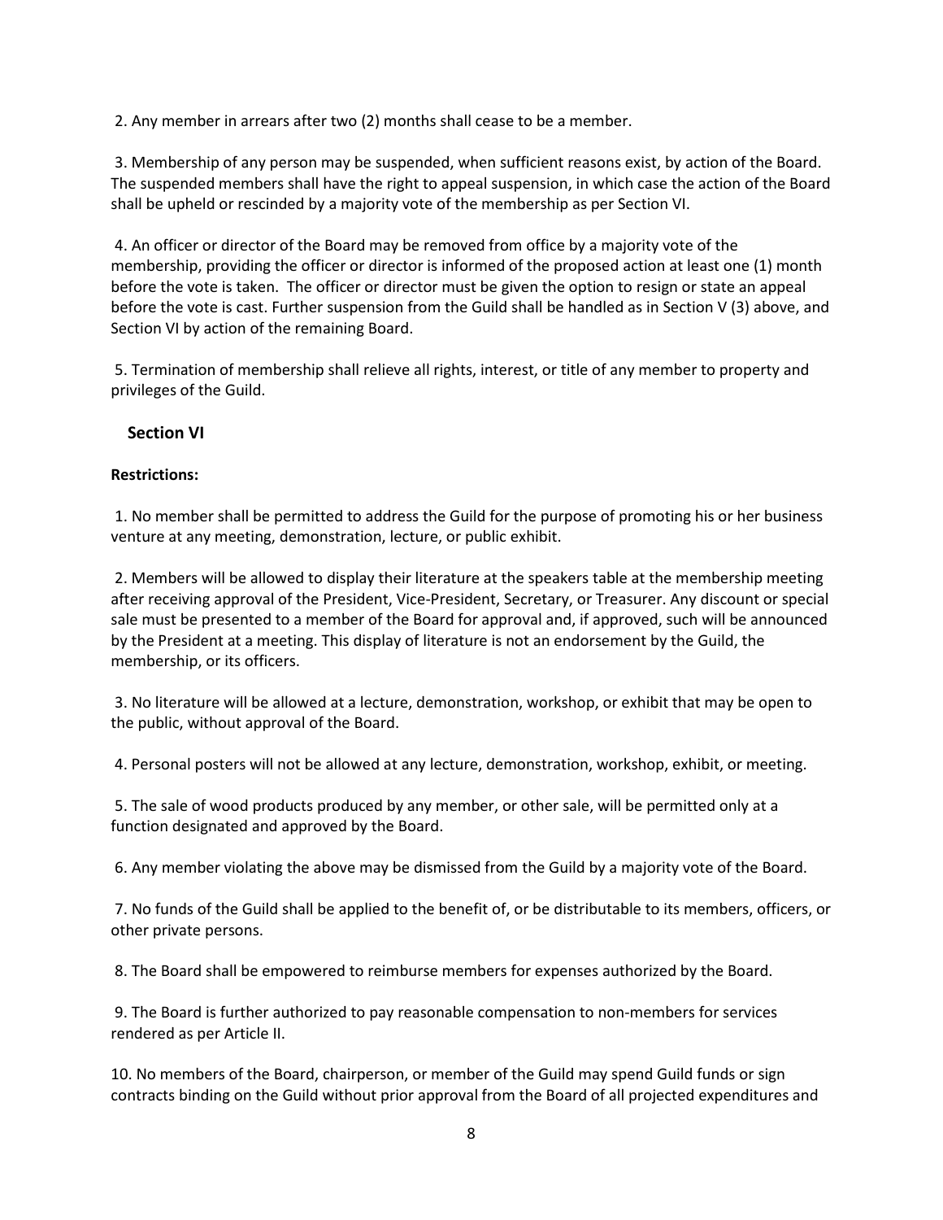2. Any member in arrears after two (2) months shall cease to be a member.

3. Membership of any person may be suspended, when sufficient reasons exist, by action of the Board. The suspended members shall have the right to appeal suspension, in which case the action of the Board shall be upheld or rescinded by a majority vote of the membership as per Section VI.

4. An officer or director of the Board may be removed from office by a majority vote of the membership, providing the officer or director is informed of the proposed action at least one (1) month before the vote is taken. The officer or director must be given the option to resign or state an appeal before the vote is cast. Further suspension from the Guild shall be handled as in Section V (3) above, and Section VI by action of the remaining Board.

5. Termination of membership shall relieve all rights, interest, or title of any member to property and privileges of the Guild.

## Section VI

**Restrictions:**

1. No member shall be permitted to address the Guild for the purpose of promoting his or her business venture at any meeting, demonstration, lecture, or public exhibit.

2. Members will be allowed to display their literature at the speakers table at the membership meeting after receiving approval of the President, Vice-President, Secretary, or Treasurer. Any discount or special sale must be presented to a member of the Board for approval and, if approved, such will be announced by the President at a meeting. This display of literature is not an endorsement by the Guild, the membership, or its officers.

3. No literature will be allowed at a lecture, demonstration, workshop, or exhibit that may be open to the public, without approval of the Board.

4. Personal posters will not be allowed at any lecture, demonstration, workshop, exhibit, or meeting.

5. The sale of wood products produced by any member, or other sale, will be permitted only at a function designated and approved by the Board.

6. Any member violating the above may be dismissed from the Guild by a majority vote of the Board.

7. No funds of the Guild shall be applied to the benefit of, or be distributable to its members, officers, or other private persons.

8. The Board shall be empowered to reimburse members for expenses authorized by the Board.

9. The Board is further authorized to pay reasonable compensation to non-members for services rendered as per Article II.

10. No members of the Board, chairperson, or member of the Guild may spend Guild funds or sign contracts binding on the Guild without prior approval from the Board of all projected expenditures and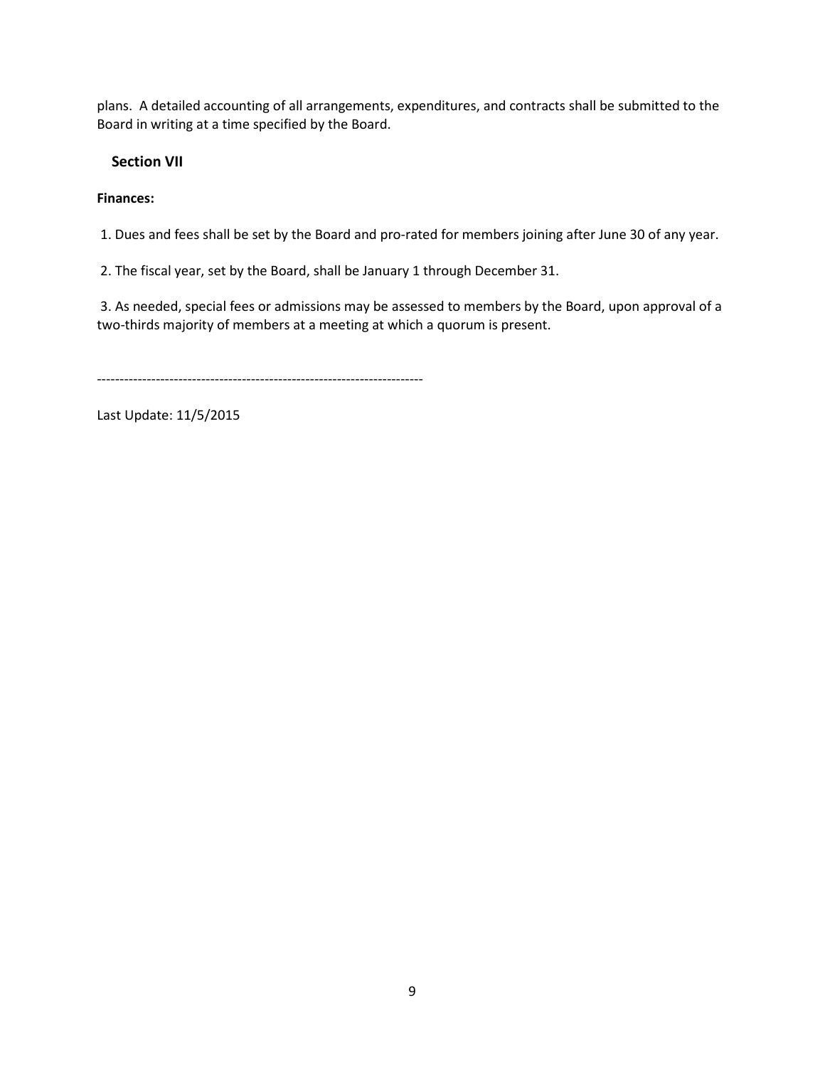plans. A detailed accounting of all arrangements, expenditures, and contracts shall be submitted to the Board in writing at a time specified by the Board.

## Section VII

**Finances:**

1. Dues and fees shall be set by the Board and pro-rated for members joining after June 30 of any year.

2. The fiscal year, set by the Board, shall be January 1 through December 31.

3. As needed, special fees or admissions may be assessed to members by the Board, upon approval of a two-thirds majority of members at a meeting at which a quorum is present.

-----------------------------------------------------------------------

Last Update: 11/5/2015